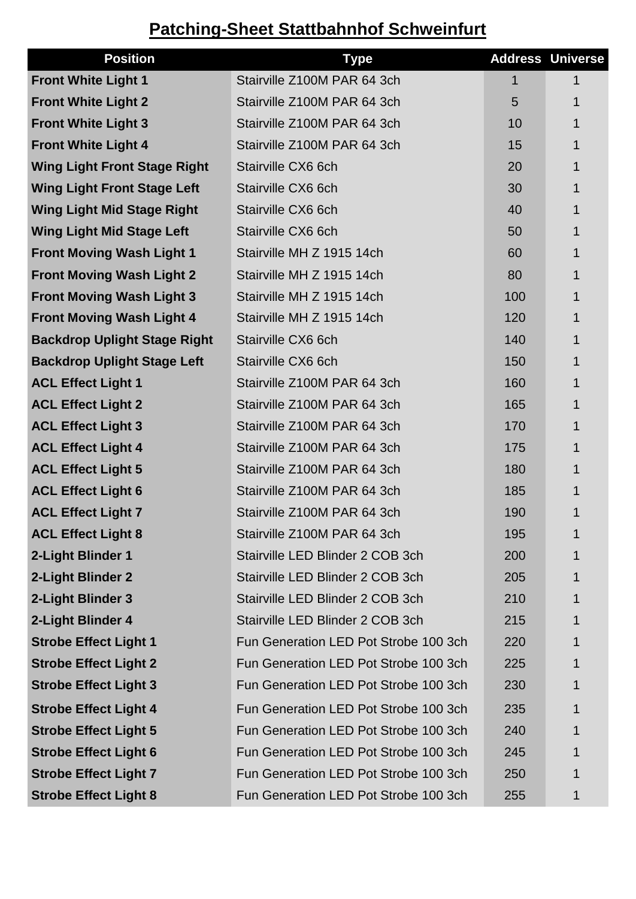# Patching-Sheet Stattbahnhof Schweinfurt

| Position | Type | Address | Universe |
|---|---|---|---|
| **Front White Light 1** | Stairville Z100M PAR 64 3ch | 1 | 1 |
| **Front White Light 2** | Stairville Z100M PAR 64 3ch | 5 | 1 |
| **Front White Light 3** | Stairville Z100M PAR 64 3ch | 10 | 1 |
| **Front White Light 4** | Stairville Z100M PAR 64 3ch | 15 | 1 |
| **Wing Light Front Stage Right** | Stairville CX6 6ch | 20 | 1 |
| **Wing Light Front Stage Left** | Stairville CX6 6ch | 30 | 1 |
| **Wing Light Mid Stage Right** | Stairville CX6 6ch | 40 | 1 |
| **Wing Light Mid Stage Left** | Stairville CX6 6ch | 50 | 1 |
| **Front Moving Wash Light 1** | Stairville MH Z 1915 14ch | 60 | 1 |
| **Front Moving Wash Light 2** | Stairville MH Z 1915 14ch | 80 | 1 |
| **Front Moving Wash Light 3** | Stairville MH Z 1915 14ch | 100 | 1 |
| **Front Moving Wash Light 4** | Stairville MH Z 1915 14ch | 120 | 1 |
| **Backdrop Uplight Stage Right** | Stairville CX6 6ch | 140 | 1 |
| **Backdrop Uplight Stage Left** | Stairville CX6 6ch | 150 | 1 |
| **ACL Effect Light 1** | Stairville Z100M PAR 64 3ch | 160 | 1 |
| **ACL Effect Light 2** | Stairville Z100M PAR 64 3ch | 165 | 1 |
| **ACL Effect Light 3** | Stairville Z100M PAR 64 3ch | 170 | 1 |
| **ACL Effect Light 4** | Stairville Z100M PAR 64 3ch | 175 | 1 |
| **ACL Effect Light 5** | Stairville Z100M PAR 64 3ch | 180 | 1 |
| **ACL Effect Light 6** | Stairville Z100M PAR 64 3ch | 185 | 1 |
| **ACL Effect Light 7** | Stairville Z100M PAR 64 3ch | 190 | 1 |
| **ACL Effect Light 8** | Stairville Z100M PAR 64 3ch | 195 | 1 |
| **2-Light Blinder 1** | Stairville LED Blinder 2 COB 3ch | 200 | 1 |
| **2-Light Blinder 2** | Stairville LED Blinder 2 COB 3ch | 205 | 1 |
| **2-Light Blinder 3** | Stairville LED Blinder 2 COB 3ch | 210 | 1 |
| **2-Light Blinder 4** | Stairville LED Blinder 2 COB 3ch | 215 | 1 |
| **Strobe Effect Light 1** | Fun Generation LED Pot Strobe 100 3ch | 220 | 1 |
| **Strobe Effect Light 2** | Fun Generation LED Pot Strobe 100 3ch | 225 | 1 |
| **Strobe Effect Light 3** | Fun Generation LED Pot Strobe 100 3ch | 230 | 1 |
| **Strobe Effect Light 4** | Fun Generation LED Pot Strobe 100 3ch | 235 | 1 |
| **Strobe Effect Light 5** | Fun Generation LED Pot Strobe 100 3ch | 240 | 1 |
| **Strobe Effect Light 6** | Fun Generation LED Pot Strobe 100 3ch | 245 | 1 |
| **Strobe Effect Light 7** | Fun Generation LED Pot Strobe 100 3ch | 250 | 1 |
| **Strobe Effect Light 8** | Fun Generation LED Pot Strobe 100 3ch | 255 | 1 |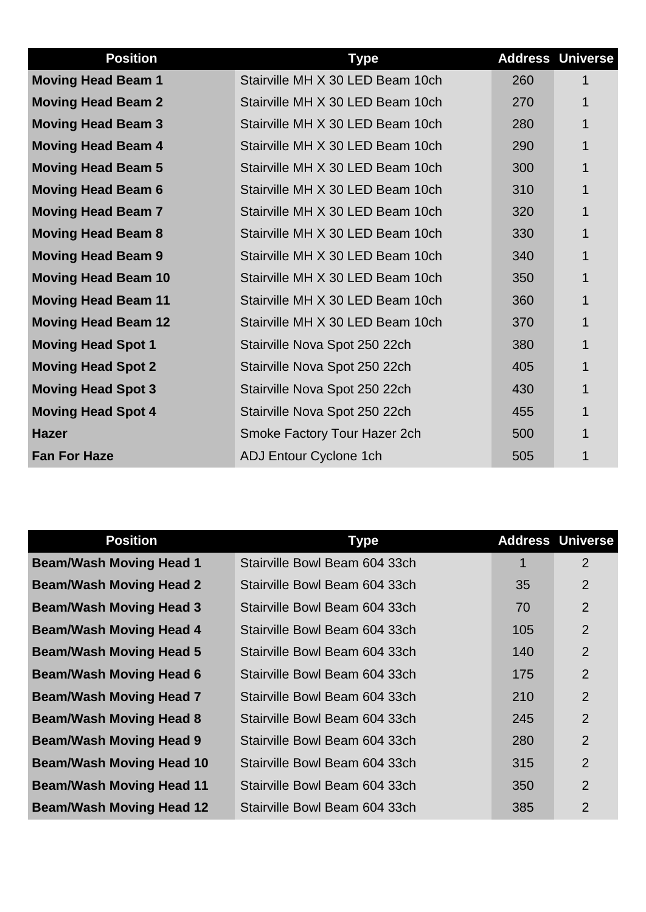| Position | Type | Address | Universe |
|---|---|---|---|
| **Moving Head Beam 1** | Stairville MH X 30 LED Beam 10ch | 260 | 1 |
| **Moving Head Beam 2** | Stairville MH X 30 LED Beam 10ch | 270 | 1 |
| **Moving Head Beam 3** | Stairville MH X 30 LED Beam 10ch | 280 | 1 |
| **Moving Head Beam 4** | Stairville MH X 30 LED Beam 10ch | 290 | 1 |
| **Moving Head Beam 5** | Stairville MH X 30 LED Beam 10ch | 300 | 1 |
| **Moving Head Beam 6** | Stairville MH X 30 LED Beam 10ch | 310 | 1 |
| **Moving Head Beam 7** | Stairville MH X 30 LED Beam 10ch | 320 | 1 |
| **Moving Head Beam 8** | Stairville MH X 30 LED Beam 10ch | 330 | 1 |
| **Moving Head Beam 9** | Stairville MH X 30 LED Beam 10ch | 340 | 1 |
| **Moving Head Beam 10** | Stairville MH X 30 LED Beam 10ch | 350 | 1 |
| **Moving Head Beam 11** | Stairville MH X 30 LED Beam 10ch | 360 | 1 |
| **Moving Head Beam 12** | Stairville MH X 30 LED Beam 10ch | 370 | 1 |
| **Moving Head Spot 1** | Stairville Nova Spot 250 22ch | 380 | 1 |
| **Moving Head Spot 2** | Stairville Nova Spot 250 22ch | 405 | 1 |
| **Moving Head Spot 3** | Stairville Nova Spot 250 22ch | 430 | 1 |
| **Moving Head Spot 4** | Stairville Nova Spot 250 22ch | 455 | 1 |
| **Hazer** | Smoke Factory Tour Hazer 2ch | 500 | 1 |
| **Fan For Haze** | ADJ Entour Cyclone 1ch | 505 | 1 |

| Position | Type | Address | Universe |
|---|---|---|---|
| **Beam/Wash Moving Head 1** | Stairville Bowl Beam 604 33ch | 1 | 2 |
| **Beam/Wash Moving Head 2** | Stairville Bowl Beam 604 33ch | 35 | 2 |
| **Beam/Wash Moving Head 3** | Stairville Bowl Beam 604 33ch | 70 | 2 |
| **Beam/Wash Moving Head 4** | Stairville Bowl Beam 604 33ch | 105 | 2 |
| **Beam/Wash Moving Head 5** | Stairville Bowl Beam 604 33ch | 140 | 2 |
| **Beam/Wash Moving Head 6** | Stairville Bowl Beam 604 33ch | 175 | 2 |
| **Beam/Wash Moving Head 7** | Stairville Bowl Beam 604 33ch | 210 | 2 |
| **Beam/Wash Moving Head 8** | Stairville Bowl Beam 604 33ch | 245 | 2 |
| **Beam/Wash Moving Head 9** | Stairville Bowl Beam 604 33ch | 280 | 2 |
| **Beam/Wash Moving Head 10** | Stairville Bowl Beam 604 33ch | 315 | 2 |
| **Beam/Wash Moving Head 11** | Stairville Bowl Beam 604 33ch | 350 | 2 |
| **Beam/Wash Moving Head 12** | Stairville Bowl Beam 604 33ch | 385 | 2 |